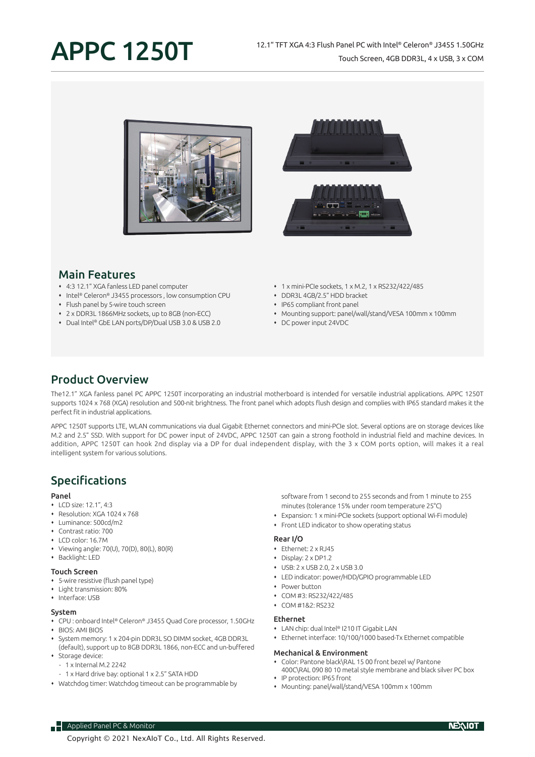# APPC 1250T

12.1" TFT XGA 4:3 Flush Panel PC with Intel® Celeron® J3455 1.50GHz Touch Screen, 4GB DDR3L, 4 x USB, 3 x COM

## Main Features

- 4:3 12.1" XGA fanless LED panel computer
- Intel® Celeron® J3455 processors , low consumption CPU
- Flush panel by 5-wire touch screen
- 2 x DDR3L 1866MHz sockets, up to 8GB (non-ECC)
- Dual Intel® GbE LAN ports/DP/Dual USB 3.0 & USB 2.0
- 1 x mini-PCIe sockets, 1 x M.2, 1 x RS232/422/485
- DDR3L 4GB/2.5" HDD bracket
- IP65 compliant front panel
- Mounting support: panel/wall/stand/VESA 100mm x 100mm
- DC power input 24VDC

## Product Overview

The12.1" XGA fanless panel PC APPC 1250T incorporating an industrial motherboard is intended for versatile industrial applications. APPC 1250T supports 1024 x 768 (XGA) resolution and 500-nit brightness. The front panel which adopts flush design and complies with IP65 standard makes it the perfect fit in industrial applications.

APPC 1250T supports LTE, WLAN communications via dual Gigabit Ethernet connectors and mini-PCIe slot. Several options are on storage devices like M.2 and 2.5" SSD. With support for DC power input of 24VDC, APPC 1250T can gain a strong foothold in industrial field and machine devices. In addition, APPC 1250T can hook 2nd display via a DP for dual independent display, with the 3 x COM ports option, will makes it a real intelligent system for various solutions.

## Specifications

### Panel

- LCD size: 12.1", 4:3
- Resolution: XGA 1024 x 768
- Luminance: 500cd/m2
- Contrast ratio: 700
- LCD color: 16.7M
- Viewing angle: 70(U), 70(D), 80(L), 80(R)
- Backlight: LED

### Touch Screen

- 5-wire resistive (flush panel type)
- Light transmission: 80%
- Interface: USB

### System

- CPU : onboard Intel® Celeron® J3455 Quad Core processor, 1.50GHz
- BIOS: AMI BIOS
- System memory: 1 x 204-pin DDR3L SO DIMM socket, 4GB DDR3L (default), support up to 8GB DDR3L 1866, non-ECC and un-buffered
- Storage device:
  - 1 x Internal M.2 2242
  - 1 x Hard drive bay: optional 1 x 2.5" SATA HDD
- Watchdog timer: Watchdog timeout can be programmable by software from 1 second to 255 seconds and from 1 minute to 255 minutes (tolerance 15% under room temperature 25°C)
- Expansion: 1 x mini-PCIe sockets (support optional Wi-Fi module)
- Front LED indicator to show operating status

### Rear I/O

- Ethernet: 2 x RJ45
- Display: 2 x DP1.2
- USB: 2 x USB 2.0, 2 x USB 3.0
- LED indicator: power/HDD/GPIO programmable LED
- Power button
- COM #3: RS232/422/485
- COM #1&2: RS232

### Ethernet

- LAN chip: dual Intel® I210 IT Gigabit LAN
- Ethernet interface: 10/100/1000 based-Tx Ethernet compatible

### Mechanical & Environment

- Color: Pantone black\RAL 15 00 front bezel w/ Pantone 400C\RAL 090 80 10 metal style membrane and black silver PC box
- IP protection: IP65 front
- Mounting: panel/wall/stand/VESA 100mm x 100mm

Copyright © 2021 NexAIoT Co., Ltd. All Rights Reserved.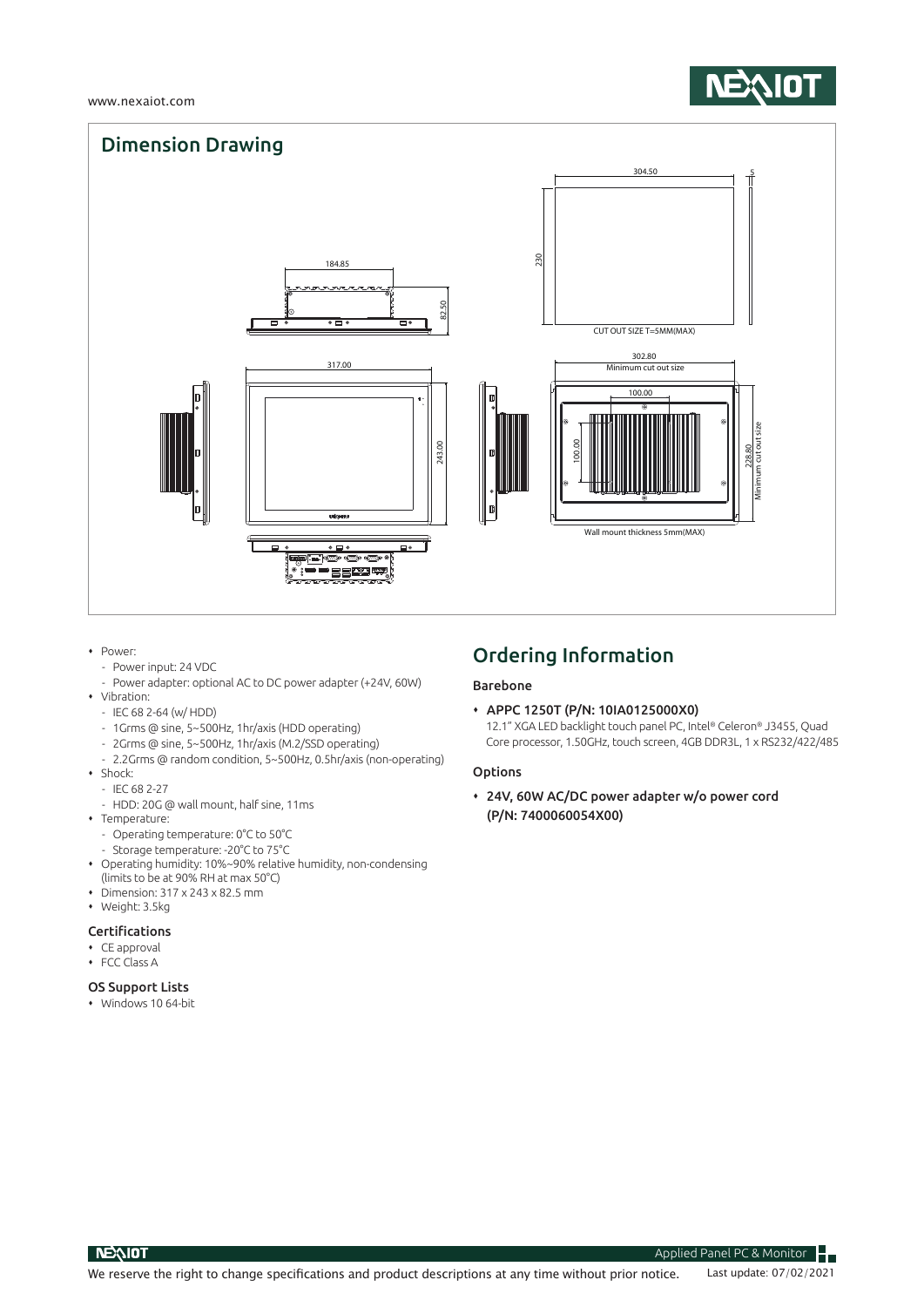## Dimension Drawing

304.50
5
230
CUT OUT SIZE T=5MM(MAX)
184.85
82.50
317.00
243.00
302.80
Minimum cut out size
100.00
100.00
228.80
Minimum cut out size
Wall mount thickness 5mm(MAX)

- Power:
  - Power input: 24 VDC
  - Power adapter: optional AC to DC power adapter (+24V, 60W)
- Vibration:
  - IEC 68 2-64 (w/ HDD)
  - 1Grms @ sine, 5~500Hz, 1hr/axis (HDD operating)
  - 2Grms @ sine, 5~500Hz, 1hr/axis (M.2/SSD operating)
  - 2.2Grms @ random condition, 5~500Hz, 0.5hr/axis (non-operating)
- Shock:
  - IEC 68 2-27
  - HDD: 20G @ wall mount, half sine, 11ms
- Temperature:
  - Operating temperature: 0˚C to 50˚C
  - Storage temperature: -20˚C to 75˚C
- Operating humidity: 10%~90% relative humidity, non-condensing (limits to be at 90% RH at max 50˚C)
- Dimension: 317 x 243 x 82.5 mm
- Weight: 3.5kg

### Certifications

- CE approval
- FCC Class A

### OS Support Lists

- Windows 10 64-bit

## Ordering Information

### Barebone

- **APPC 1250T (P/N: 10IA0125000X0)**
  12.1" XGA LED backlight touch panel PC, Intel® Celeron® J3455, Quad Core processor, 1.50GHz, touch screen, 4GB DDR3L, 1 x RS232/422/485

### Options

- **24V, 60W AC/DC power adapter w/o power cord (P/N: 7400060054X00)**

We reserve the right to change specifications and product descriptions at any time without prior notice.